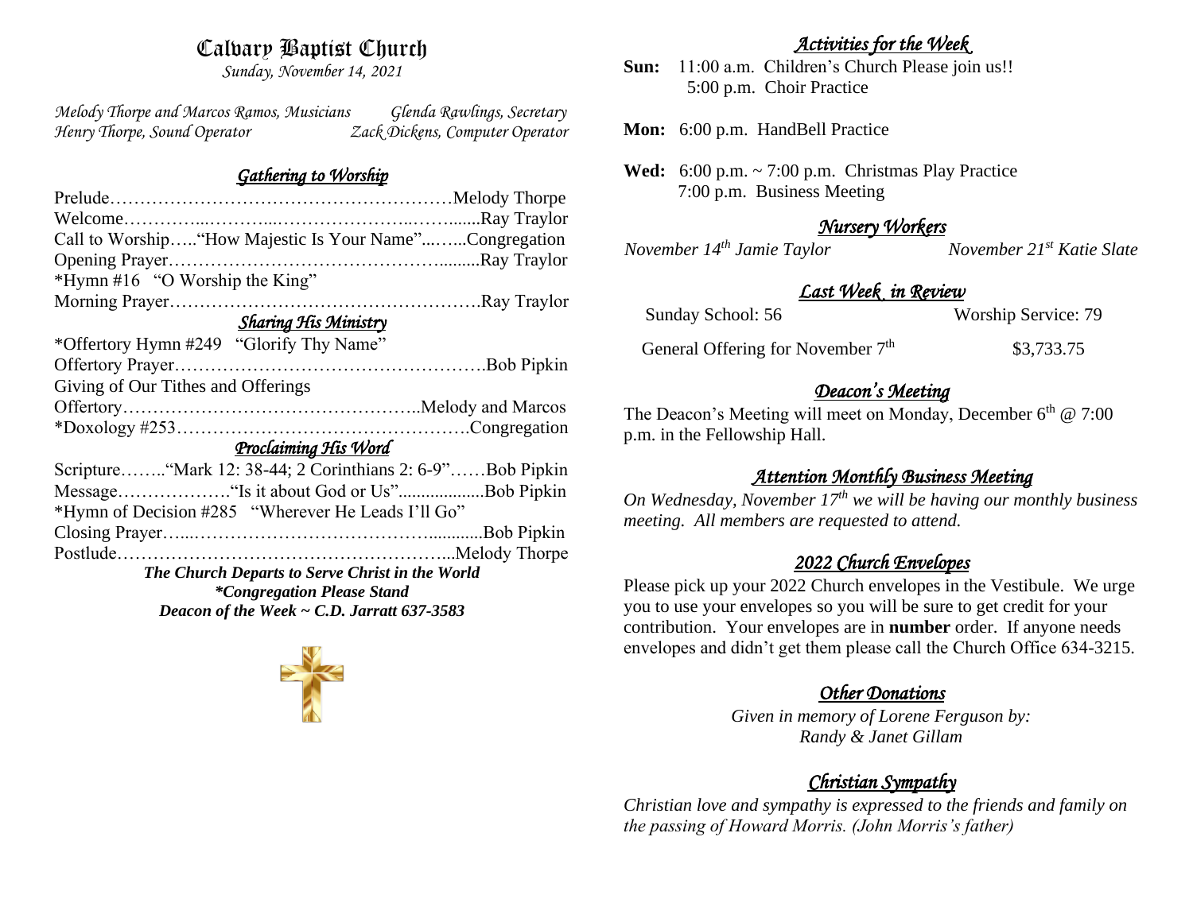# Calvary Baptist Church

*Sunday, November 14, 2021*

*Melody Thorpe and Marcos Ramos, Musicians* — *Glenda Rawlings, Secretary*
*Henry Thorpe, Sound Operator* — *Zack Dickens, Computer Operator*

## *Gathering to Worship*

Prelude……………………………………………………Melody Thorpe
Welcome…………...………...…………………...……........Ray Traylor
Call to Worship….."How Majestic Is Your Name"...…...Congregation
Opening Prayer……………………………………….........Ray Traylor
*Hymn #16 "O Worship the King"
Morning Prayer…………………………………………….Ray Traylor

## *Sharing His Ministry*

*Offertory Hymn #249 "Glorify Thy Name"
Offertory Prayer…………………………………………….Bob Pipkin
Giving of Our Tithes and Offerings
Offertory…………………………………………..Melody and Marcos
*Doxology #253………………………………………….Congregation

## *Proclaiming His Word*

Scripture……..“Mark 12: 38-44; 2 Corinthians 2: 6-9”……Bob Pipkin
Message……………….“Is it about God or Us"...................Bob Pipkin
*Hymn of Decision #285 "Wherever He Leads I'll Go"
Closing Prayer…...…………………………………...........Bob Pipkin
Postlude…………………………………….…………...Melody Thorpe

***The Church Departs to Serve Christ in the World***
***\*Congregation Please Stand***
***Deacon of the Week ~ C.D. Jarratt 637-3583***

## *Activities for the Week*

**Sun:** 11:00 a.m. Children's Church Please join us!!
5:00 p.m. Choir Practice

**Mon:** 6:00 p.m. HandBell Practice

**Wed:** 6:00 p.m. ~ 7:00 p.m. Christmas Play Practice
7:00 p.m. Business Meeting

## *Nursery Workers*

*November 14th Jamie Taylor* — *November 21st Katie Slate*

## *Last Week in Review*

Sunday School: 56 — Worship Service: 79

General Offering for November 7th — $3,733.75

## *Deacon's Meeting*

The Deacon's Meeting will meet on Monday, December 6th @ 7:00 p.m. in the Fellowship Hall.

## *Attention Monthly Business Meeting*

*On Wednesday, November 17th we will be having our monthly business meeting. All members are requested to attend.*

## *2022 Church Envelopes*

Please pick up your 2022 Church envelopes in the Vestibule. We urge you to use your envelopes so you will be sure to get credit for your contribution. Your envelopes are in **number** order. If anyone needs envelopes and didn't get them please call the Church Office 634-3215.

## *Other Donations*

*Given in memory of Lorene Ferguson by:*
*Randy & Janet Gillam*

## *Christian Sympathy*

*Christian love and sympathy is expressed to the friends and family on the passing of Howard Morris. (John Morris's father)*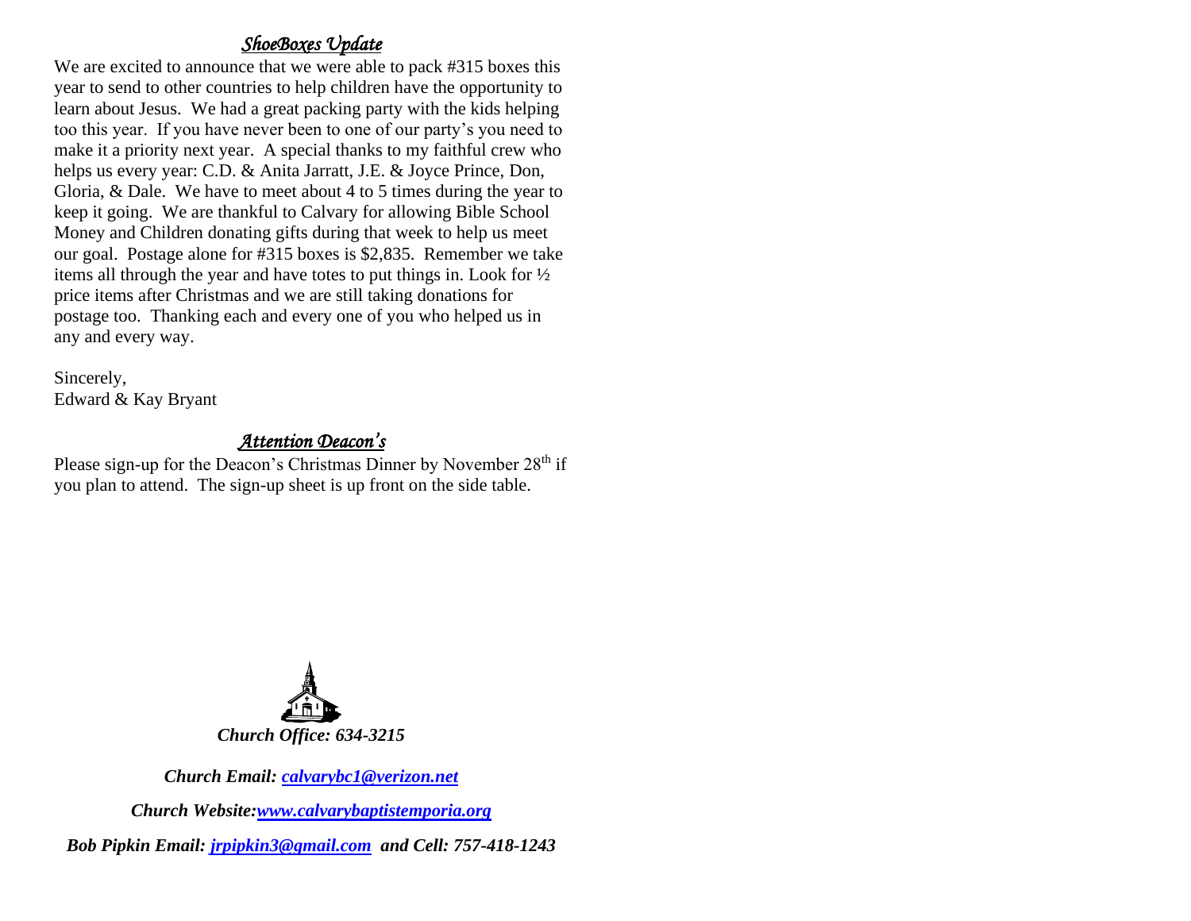## *ShoeBoxes Update*

We are excited to announce that we were able to pack #315 boxes this year to send to other countries to help children have the opportunity to learn about Jesus. We had a great packing party with the kids helping too this year. If you have never been to one of our party's you need to make it a priority next year. A special thanks to my faithful crew who helps us every year: C.D. & Anita Jarratt, J.E. & Joyce Prince, Don, Gloria, & Dale. We have to meet about 4 to 5 times during the year to keep it going. We are thankful to Calvary for allowing Bible School Money and Children donating gifts during that week to help us meet our goal. Postage alone for #315 boxes is $2,835. Remember we take items all through the year and have totes to put things in. Look for ½ price items after Christmas and we are still taking donations for postage too. Thanking each and every one of you who helped us in any and every way.

Sincerely,
Edward & Kay Bryant

## *Attention Deacon's*

Please sign-up for the Deacon's Christmas Dinner by November 28th if you plan to attend. The sign-up sheet is up front on the side table.

***Church Office: 634-3215***

***Church Email: calvarybc1@verizon.net***

***Church Website: www.calvarybaptistemporia.org***

***Bob Pipkin Email: jrpipkin3@gmail.com and Cell: 757-418-1243***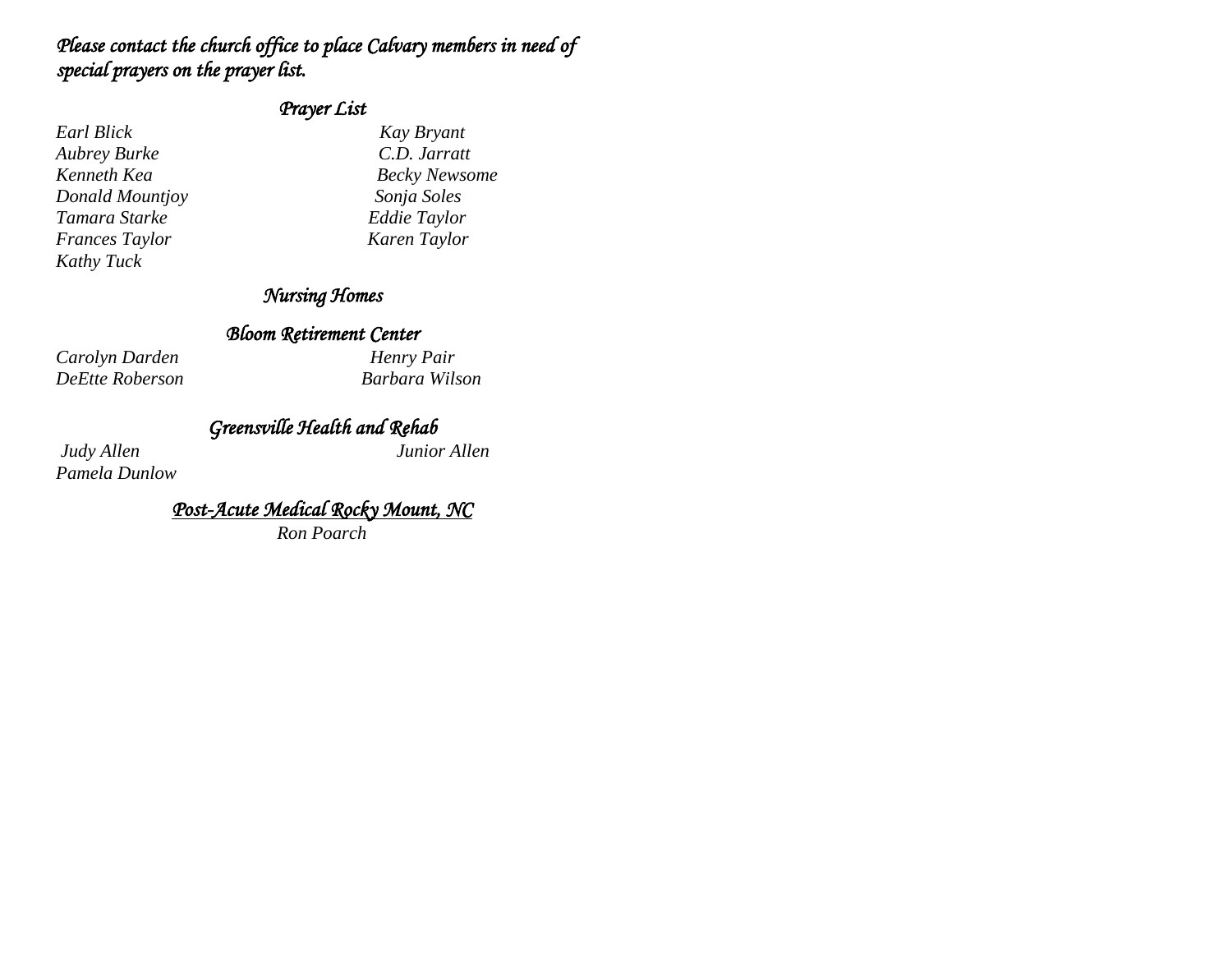*Please contact the church office to place Calvary members in need of special prayers on the prayer list.*

## *Prayer List*

*Earl Blick*
*Kay Bryant*
*Aubrey Burke*
*C.D. Jarratt*
*Kenneth Kea*
*Becky Newsome*
*Donald Mountjoy*
*Sonja Soles*
*Tamara Starke*
*Eddie Taylor*
*Frances Taylor*
*Karen Taylor*
*Kathy Tuck*

## *Nursing Homes*

### *Bloom Retirement Center*

*Carolyn Darden*
*Henry Pair*
*DeEtte Roberson*
*Barbara Wilson*

### *Greensville Health and Rehab*

*Judy Allen*
*Junior Allen*
*Pamela Dunlow*

### *Post-Acute Medical Rocky Mount, NC*

*Ron Poarch*